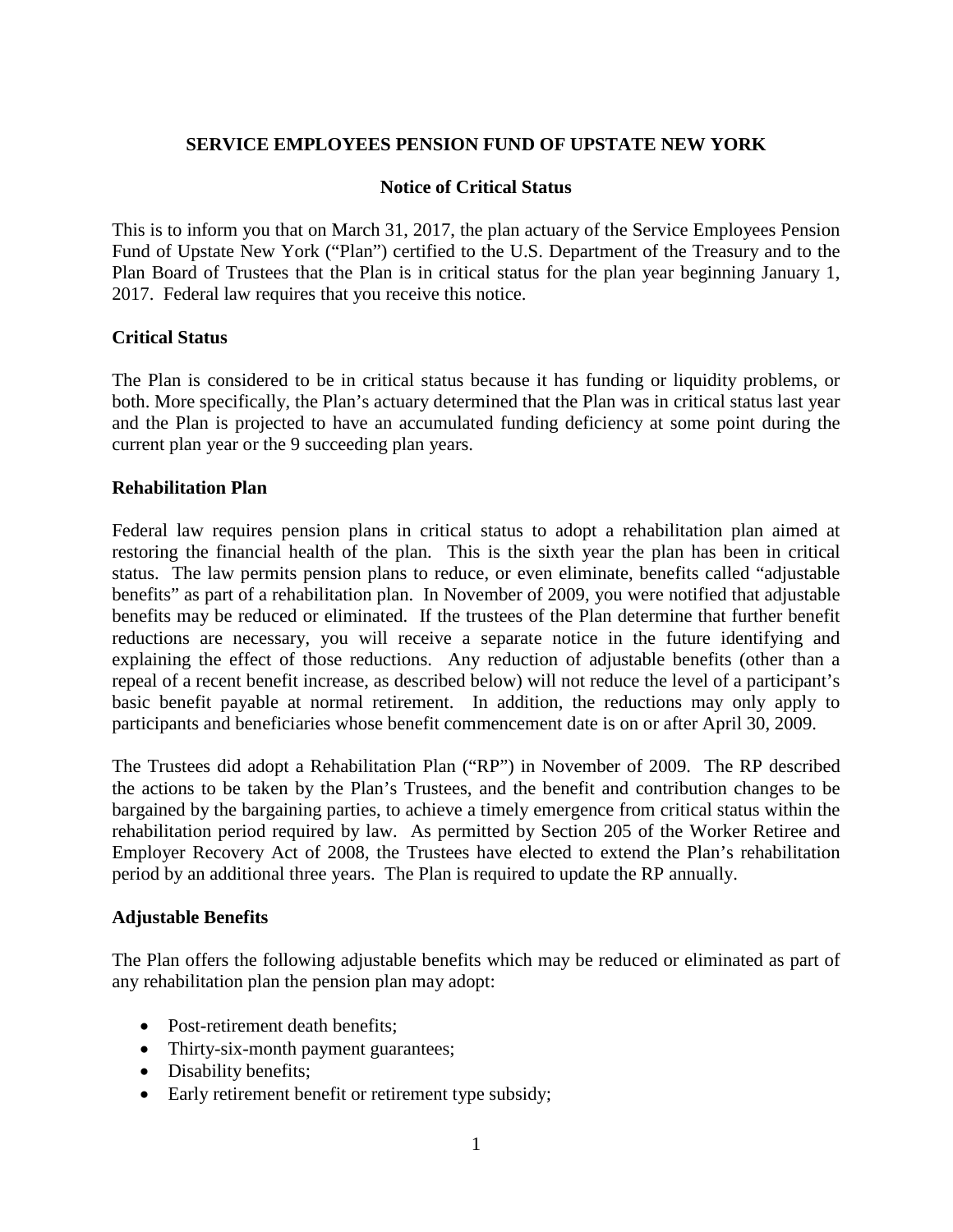# SERVICE EMPLOYEES PENSION FUND OF UPSTATE NEW YORK

## Notice of Critical Status

This is to inform you that on March 31, 2017, the plan actuary of the Service Employees Pension Fund of Upstate New York ("Plan") certified to the U.S. Department of the Treasury and to the Plan Board of Trustees that the Plan is in critical status for the plan year beginning January 1, 2017. Federal law requires that you receive this notice.

### Critical Status

The Plan is considered to be in critical status because it has funding or liquidity problems, or both. More specifically, the Plan's actuary determined that the Plan was in critical status last year and the Plan is projected to have an accumulated funding deficiency at some point during the current plan year or the 9 succeeding plan years.

### Rehabilitation Plan

Federal law requires pension plans in critical status to adopt a rehabilitation plan aimed at restoring the financial health of the plan. This is the sixth year the plan has been in critical status. The law permits pension plans to reduce, or even eliminate, benefits called "adjustable benefits" as part of a rehabilitation plan. In November of 2009, you were notified that adjustable benefits may be reduced or eliminated. If the trustees of the Plan determine that further benefit reductions are necessary, you will receive a separate notice in the future identifying and explaining the effect of those reductions. Any reduction of adjustable benefits (other than a repeal of a recent benefit increase, as described below) will not reduce the level of a participant's basic benefit payable at normal retirement. In addition, the reductions may only apply to participants and beneficiaries whose benefit commencement date is on or after April 30, 2009.

The Trustees did adopt a Rehabilitation Plan ("RP") in November of 2009. The RP described the actions to be taken by the Plan's Trustees, and the benefit and contribution changes to be bargained by the bargaining parties, to achieve a timely emergence from critical status within the rehabilitation period required by law. As permitted by Section 205 of the Worker Retiree and Employer Recovery Act of 2008, the Trustees have elected to extend the Plan's rehabilitation period by an additional three years. The Plan is required to update the RP annually.

### Adjustable Benefits

The Plan offers the following adjustable benefits which may be reduced or eliminated as part of any rehabilitation plan the pension plan may adopt:

- Post-retirement death benefits;
- Thirty-six-month payment guarantees;
- Disability benefits;
- Early retirement benefit or retirement type subsidy;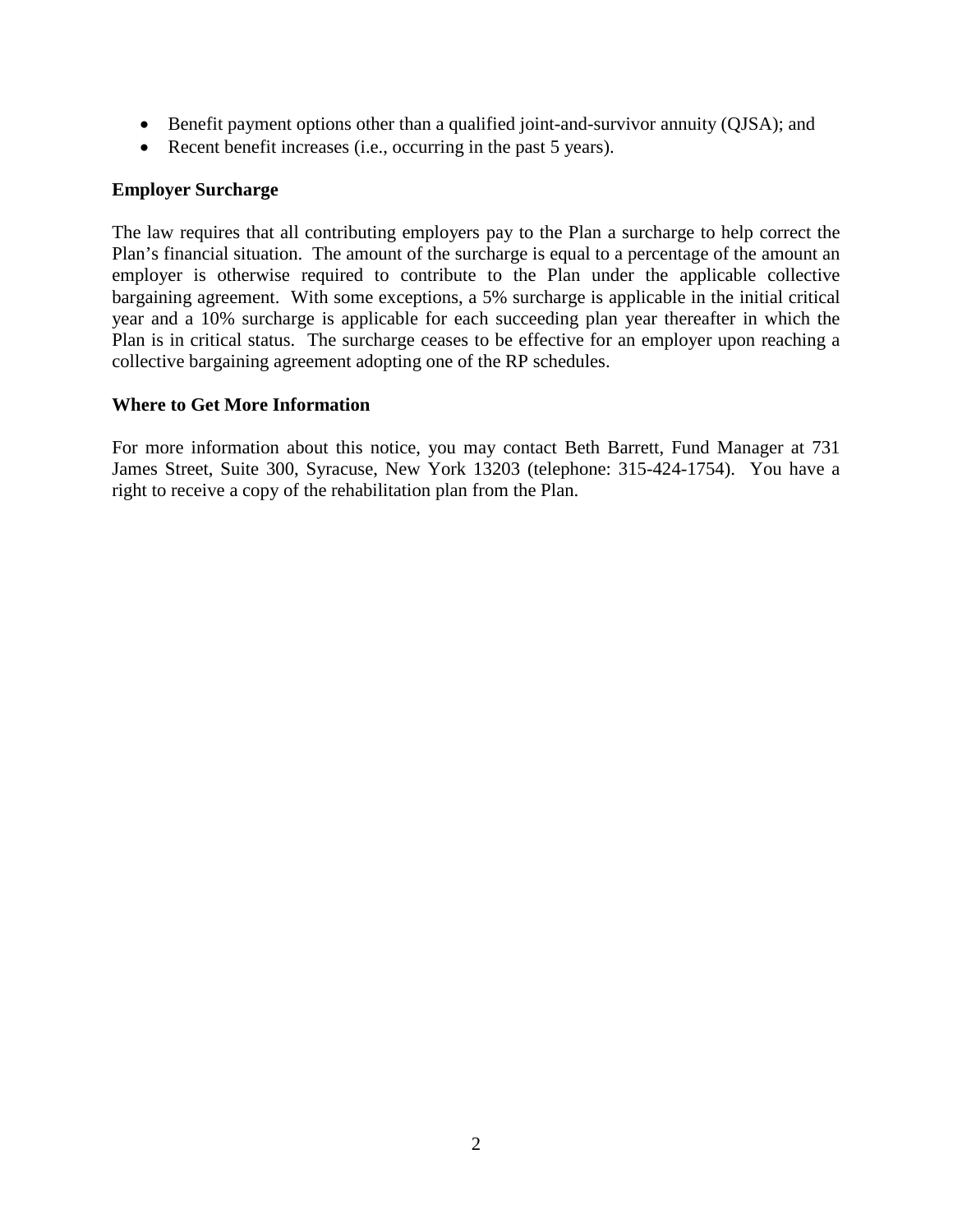- Benefit payment options other than a qualified joint-and-survivor annuity (QJSA); and
- Recent benefit increases (i.e., occurring in the past 5 years).

**Employer Surcharge**

The law requires that all contributing employers pay to the Plan a surcharge to help correct the Plan's financial situation. The amount of the surcharge is equal to a percentage of the amount an employer is otherwise required to contribute to the Plan under the applicable collective bargaining agreement. With some exceptions, a 5% surcharge is applicable in the initial critical year and a 10% surcharge is applicable for each succeeding plan year thereafter in which the Plan is in critical status. The surcharge ceases to be effective for an employer upon reaching a collective bargaining agreement adopting one of the RP schedules.

**Where to Get More Information**

For more information about this notice, you may contact Beth Barrett, Fund Manager at 731 James Street, Suite 300, Syracuse, New York 13203 (telephone: 315-424-1754). You have a right to receive a copy of the rehabilitation plan from the Plan.